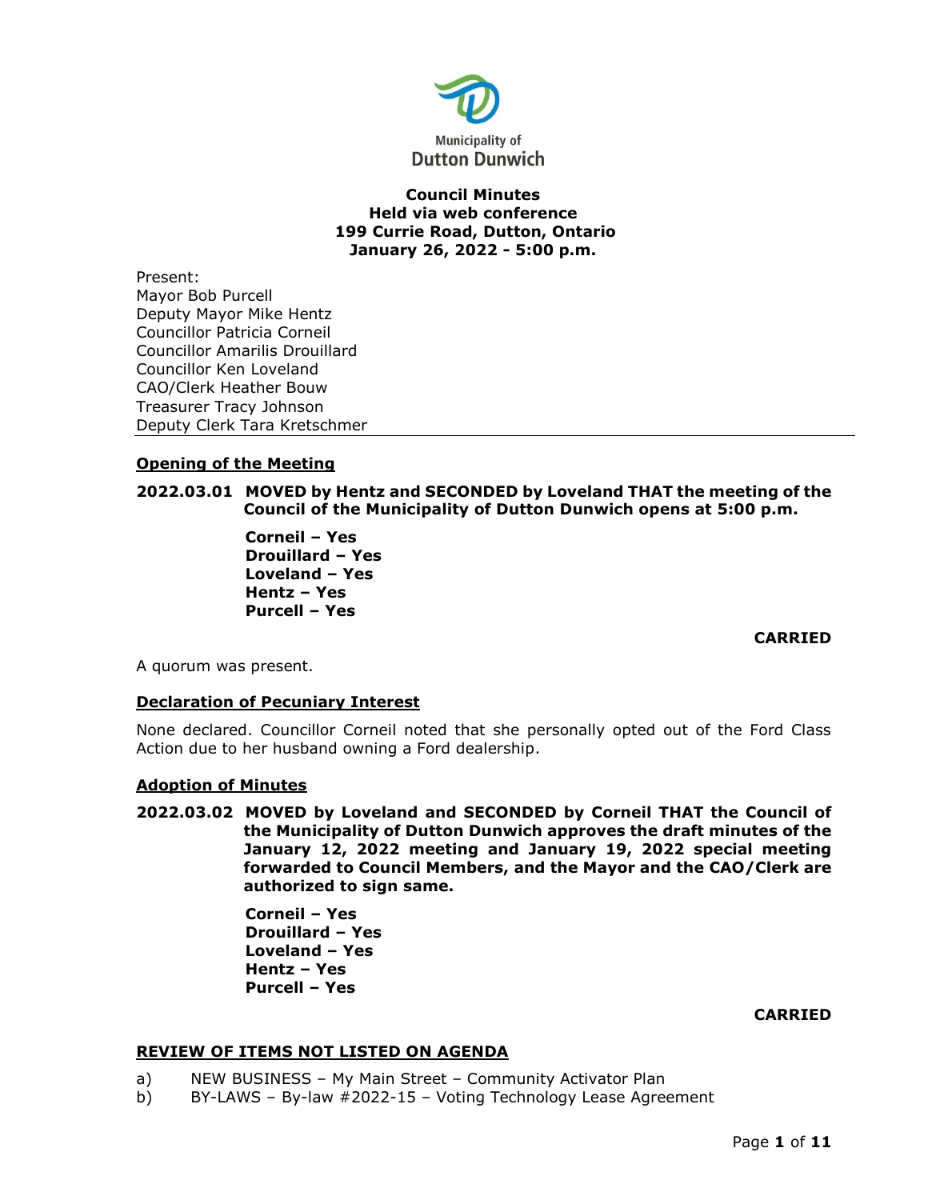Municipality of Dutton Dunwich

**Council Minutes**
**Held via web conference**
**199 Currie Road, Dutton, Ontario**
**January 26, 2022 - 5:00 p.m.**

Present:
Mayor Bob Purcell
Deputy Mayor Mike Hentz
Councillor Patricia Corneil
Councillor Amarilis Drouillard
Councillor Ken Loveland
CAO/Clerk Heather Bouw
Treasurer Tracy Johnson
Deputy Clerk Tara Kretschmer

---

**Opening of the Meeting**

**2022.03.01 MOVED by Hentz and SECONDED by Loveland THAT the meeting of the Council of the Municipality of Dutton Dunwich opens at 5:00 p.m.**

**Corneil – Yes**
**Drouillard – Yes**
**Loveland – Yes**
**Hentz – Yes**
**Purcell – Yes**

**CARRIED**

A quorum was present.

**Declaration of Pecuniary Interest**

None declared. Councillor Corneil noted that she personally opted out of the Ford Class Action due to her husband owning a Ford dealership.

**Adoption of Minutes**

**2022.03.02 MOVED by Loveland and SECONDED by Corneil THAT the Council of the Municipality of Dutton Dunwich approves the draft minutes of the January 12, 2022 meeting and January 19, 2022 special meeting forwarded to Council Members, and the Mayor and the CAO/Clerk are authorized to sign same.**

**Corneil – Yes**
**Drouillard – Yes**
**Loveland – Yes**
**Hentz – Yes**
**Purcell – Yes**

**CARRIED**

**REVIEW OF ITEMS NOT LISTED ON AGENDA**

a) NEW BUSINESS – My Main Street – Community Activator Plan
b) BY-LAWS – By-law #2022-15 – Voting Technology Lease Agreement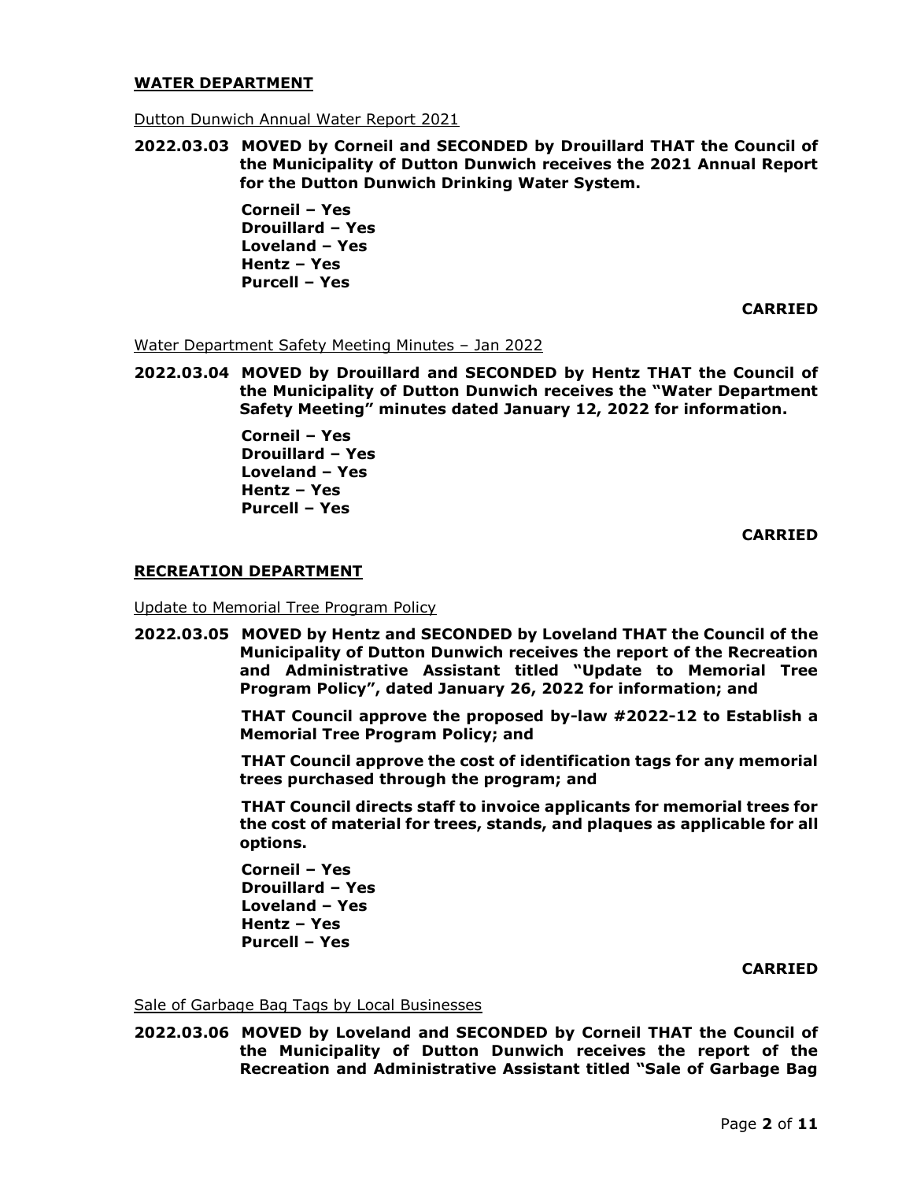## **WATER DEPARTMENT**

Dutton Dunwich Annual Water Report 2021

**2022.03.03 MOVED by Corneil and SECONDED by Drouillard THAT the Council of the Municipality of Dutton Dunwich receives the 2021 Annual Report for the Dutton Dunwich Drinking Water System.**

**Corneil – Yes**
**Drouillard – Yes**
**Loveland – Yes**
**Hentz – Yes**
**Purcell – Yes**

**CARRIED**

Water Department Safety Meeting Minutes – Jan 2022

**2022.03.04 MOVED by Drouillard and SECONDED by Hentz THAT the Council of the Municipality of Dutton Dunwich receives the "Water Department Safety Meeting" minutes dated January 12, 2022 for information.**

**Corneil – Yes**
**Drouillard – Yes**
**Loveland – Yes**
**Hentz – Yes**
**Purcell – Yes**

**CARRIED**

## **RECREATION DEPARTMENT**

Update to Memorial Tree Program Policy

**2022.03.05 MOVED by Hentz and SECONDED by Loveland THAT the Council of the Municipality of Dutton Dunwich receives the report of the Recreation and Administrative Assistant titled "Update to Memorial Tree Program Policy", dated January 26, 2022 for information; and**

**THAT Council approve the proposed by-law #2022-12 to Establish a Memorial Tree Program Policy; and**

**THAT Council approve the cost of identification tags for any memorial trees purchased through the program; and**

**THAT Council directs staff to invoice applicants for memorial trees for the cost of material for trees, stands, and plaques as applicable for all options.**

**Corneil – Yes**
**Drouillard – Yes**
**Loveland – Yes**
**Hentz – Yes**
**Purcell – Yes**

**CARRIED**

Sale of Garbage Bag Tags by Local Businesses

**2022.03.06 MOVED by Loveland and SECONDED by Corneil THAT the Council of the Municipality of Dutton Dunwich receives the report of the Recreation and Administrative Assistant titled "Sale of Garbage Bag**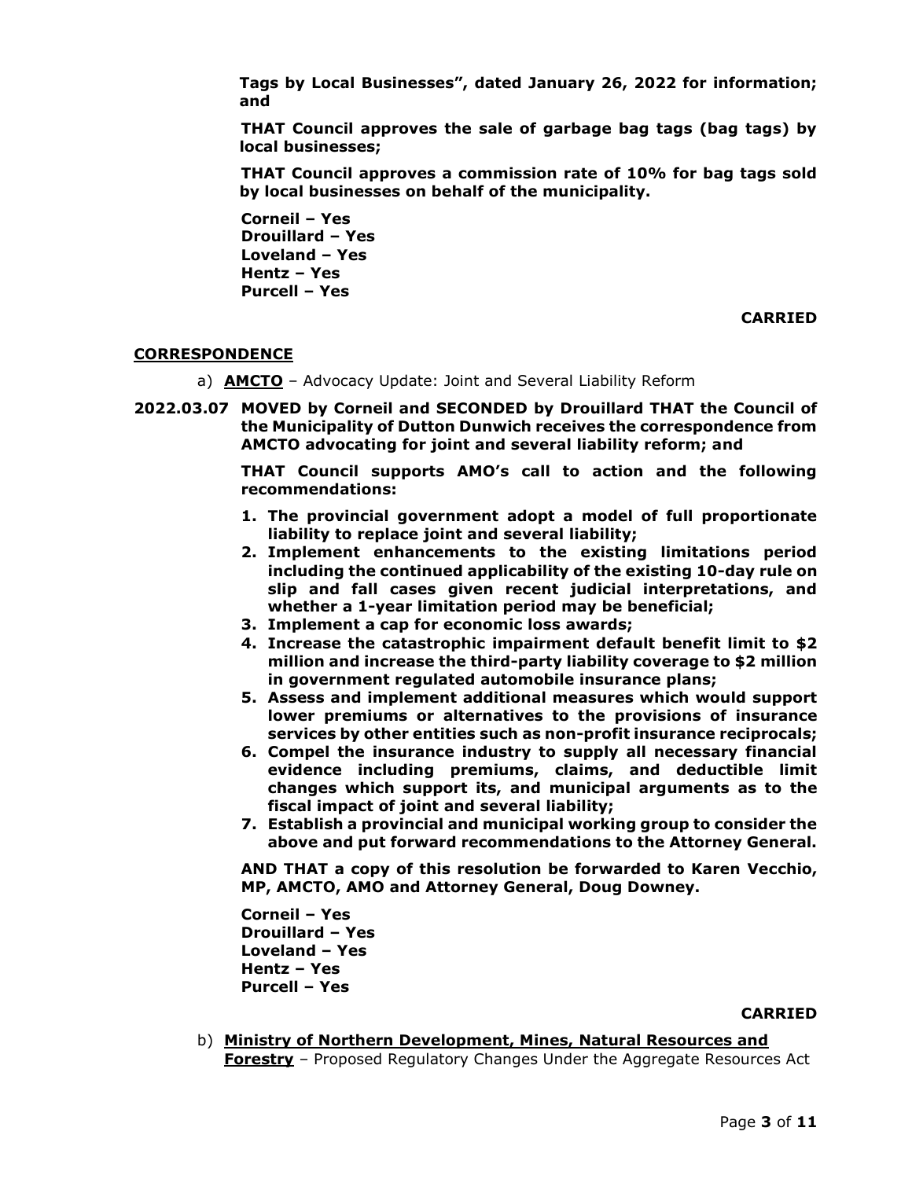**Tags by Local Businesses", dated January 26, 2022 for information; and**

**THAT Council approves the sale of garbage bag tags (bag tags) by local businesses;**

**THAT Council approves a commission rate of 10% for bag tags sold by local businesses on behalf of the municipality.**

**Corneil – Yes**
**Drouillard – Yes**
**Loveland – Yes**
**Hentz – Yes**
**Purcell – Yes**

**CARRIED**

## CORRESPONDENCE

a) **AMCTO** – Advocacy Update: Joint and Several Liability Reform

**2022.03.07 MOVED by Corneil and SECONDED by Drouillard THAT the Council of the Municipality of Dutton Dunwich receives the correspondence from AMCTO advocating for joint and several liability reform; and**

**THAT Council supports AMO's call to action and the following recommendations:**

1. **The provincial government adopt a model of full proportionate liability to replace joint and several liability;**
2. **Implement enhancements to the existing limitations period including the continued applicability of the existing 10-day rule on slip and fall cases given recent judicial interpretations, and whether a 1-year limitation period may be beneficial;**
3. **Implement a cap for economic loss awards;**
4. **Increase the catastrophic impairment default benefit limit to $2 million and increase the third-party liability coverage to $2 million in government regulated automobile insurance plans;**
5. **Assess and implement additional measures which would support lower premiums or alternatives to the provisions of insurance services by other entities such as non-profit insurance reciprocals;**
6. **Compel the insurance industry to supply all necessary financial evidence including premiums, claims, and deductible limit changes which support its, and municipal arguments as to the fiscal impact of joint and several liability;**
7. **Establish a provincial and municipal working group to consider the above and put forward recommendations to the Attorney General.**

**AND THAT a copy of this resolution be forwarded to Karen Vecchio, MP, AMCTO, AMO and Attorney General, Doug Downey.**

**Corneil – Yes**
**Drouillard – Yes**
**Loveland – Yes**
**Hentz – Yes**
**Purcell – Yes**

**CARRIED**

b) **Ministry of Northern Development, Mines, Natural Resources and Forestry** – Proposed Regulatory Changes Under the Aggregate Resources Act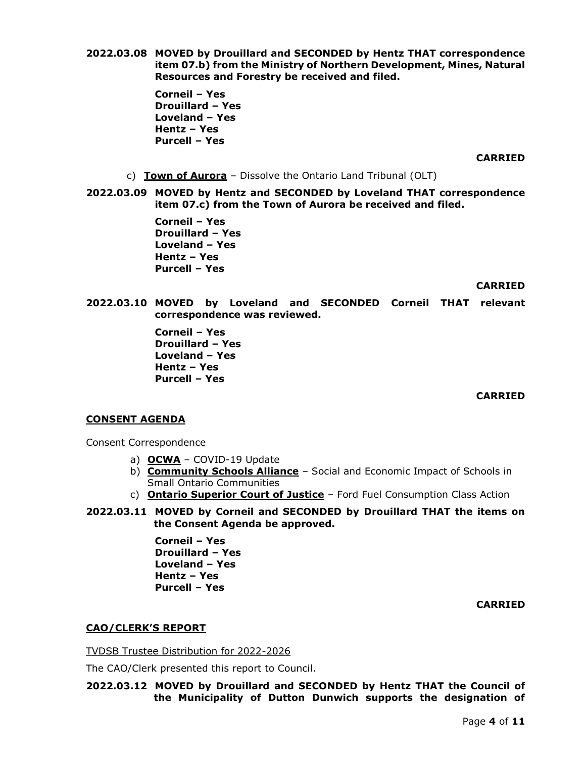**2022.03.08 MOVED by Drouillard and SECONDED by Hentz THAT correspondence item 07.b) from the Ministry of Northern Development, Mines, Natural Resources and Forestry be received and filed.**

**Corneil – Yes**
**Drouillard – Yes**
**Loveland – Yes**
**Hentz – Yes**
**Purcell – Yes**

**CARRIED**

c) **Town of Aurora** – Dissolve the Ontario Land Tribunal (OLT)

**2022.03.09 MOVED by Hentz and SECONDED by Loveland THAT correspondence item 07.c) from the Town of Aurora be received and filed.**

**Corneil – Yes**
**Drouillard – Yes**
**Loveland – Yes**
**Hentz – Yes**
**Purcell – Yes**

**CARRIED**

**2022.03.10 MOVED by Loveland and SECONDED Corneil THAT relevant correspondence was reviewed.**

**Corneil – Yes**
**Drouillard – Yes**
**Loveland – Yes**
**Hentz – Yes**
**Purcell – Yes**

**CARRIED**

## CONSENT AGENDA

Consent Correspondence

a) **OCWA** – COVID-19 Update
b) **Community Schools Alliance** – Social and Economic Impact of Schools in Small Ontario Communities
c) **Ontario Superior Court of Justice** – Ford Fuel Consumption Class Action

**2022.03.11 MOVED by Corneil and SECONDED by Drouillard THAT the items on the Consent Agenda be approved.**

**Corneil – Yes**
**Drouillard – Yes**
**Loveland – Yes**
**Hentz – Yes**
**Purcell – Yes**

**CARRIED**

## CAO/CLERK'S REPORT

TVDSB Trustee Distribution for 2022-2026

The CAO/Clerk presented this report to Council.

**2022.03.12 MOVED by Drouillard and SECONDED by Hentz THAT the Council of the Municipality of Dutton Dunwich supports the designation of**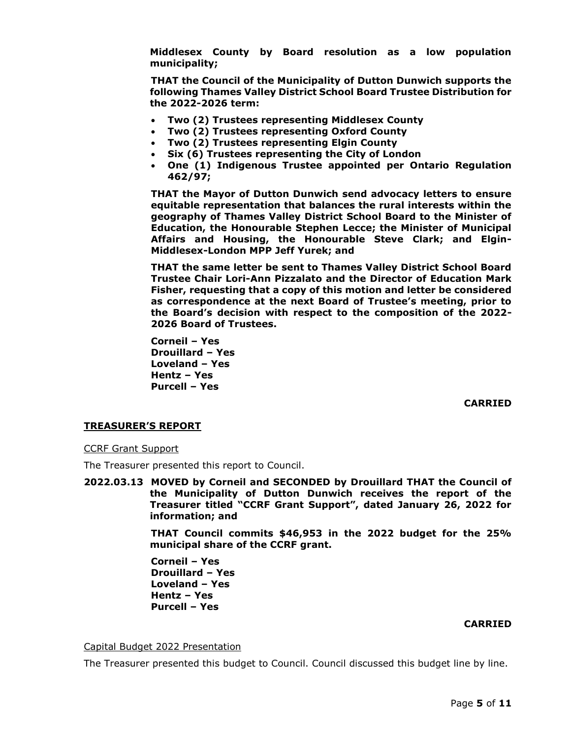**Middlesex County by Board resolution as a low population municipality;**

**THAT the Council of the Municipality of Dutton Dunwich supports the following Thames Valley District School Board Trustee Distribution for the 2022-2026 term:**

- **Two (2) Trustees representing Middlesex County**
- **Two (2) Trustees representing Oxford County**
- **Two (2) Trustees representing Elgin County**
- **Six (6) Trustees representing the City of London**
- **One (1) Indigenous Trustee appointed per Ontario Regulation 462/97;**

**THAT the Mayor of Dutton Dunwich send advocacy letters to ensure equitable representation that balances the rural interests within the geography of Thames Valley District School Board to the Minister of Education, the Honourable Stephen Lecce; the Minister of Municipal Affairs and Housing, the Honourable Steve Clark; and Elgin-Middlesex-London MPP Jeff Yurek; and**

**THAT the same letter be sent to Thames Valley District School Board Trustee Chair Lori-Ann Pizzalato and the Director of Education Mark Fisher, requesting that a copy of this motion and letter be considered as correspondence at the next Board of Trustee's meeting, prior to the Board's decision with respect to the composition of the 2022-2026 Board of Trustees.**

**Corneil – Yes**
**Drouillard – Yes**
**Loveland – Yes**
**Hentz – Yes**
**Purcell – Yes**

**CARRIED**

## TREASURER'S REPORT

CCRF Grant Support

The Treasurer presented this report to Council.

**2022.03.13 MOVED by Corneil and SECONDED by Drouillard THAT the Council of the Municipality of Dutton Dunwich receives the report of the Treasurer titled "CCRF Grant Support", dated January 26, 2022 for information; and**

**THAT Council commits $46,953 in the 2022 budget for the 25% municipal share of the CCRF grant.**

**Corneil – Yes**
**Drouillard – Yes**
**Loveland – Yes**
**Hentz – Yes**
**Purcell – Yes**

**CARRIED**

Capital Budget 2022 Presentation

The Treasurer presented this budget to Council. Council discussed this budget line by line.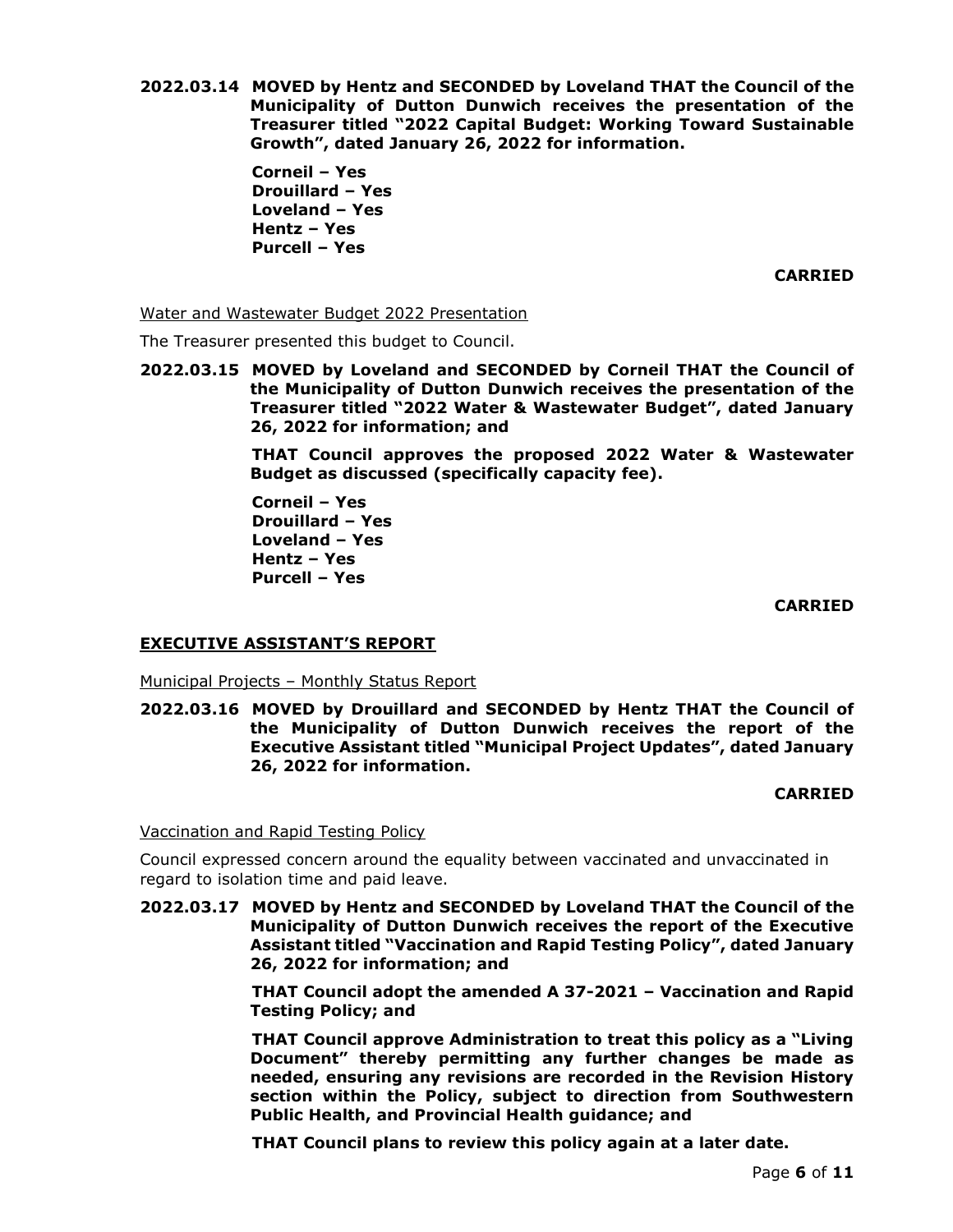**2022.03.14 MOVED by Hentz and SECONDED by Loveland THAT the Council of the Municipality of Dutton Dunwich receives the presentation of the Treasurer titled "2022 Capital Budget: Working Toward Sustainable Growth", dated January 26, 2022 for information.**

**Corneil – Yes**
**Drouillard – Yes**
**Loveland – Yes**
**Hentz – Yes**
**Purcell – Yes**

**CARRIED**

Water and Wastewater Budget 2022 Presentation

The Treasurer presented this budget to Council.

**2022.03.15 MOVED by Loveland and SECONDED by Corneil THAT the Council of the Municipality of Dutton Dunwich receives the presentation of the Treasurer titled "2022 Water & Wastewater Budget", dated January 26, 2022 for information; and**

**THAT Council approves the proposed 2022 Water & Wastewater Budget as discussed (specifically capacity fee).**

**Corneil – Yes**
**Drouillard – Yes**
**Loveland – Yes**
**Hentz – Yes**
**Purcell – Yes**

**CARRIED**

## EXECUTIVE ASSISTANT'S REPORT

Municipal Projects – Monthly Status Report

**2022.03.16 MOVED by Drouillard and SECONDED by Hentz THAT the Council of the Municipality of Dutton Dunwich receives the report of the Executive Assistant titled "Municipal Project Updates", dated January 26, 2022 for information.**

**CARRIED**

Vaccination and Rapid Testing Policy

Council expressed concern around the equality between vaccinated and unvaccinated in regard to isolation time and paid leave.

**2022.03.17 MOVED by Hentz and SECONDED by Loveland THAT the Council of the Municipality of Dutton Dunwich receives the report of the Executive Assistant titled "Vaccination and Rapid Testing Policy", dated January 26, 2022 for information; and**

**THAT Council adopt the amended A 37-2021 – Vaccination and Rapid Testing Policy; and**

**THAT Council approve Administration to treat this policy as a "Living Document" thereby permitting any further changes be made as needed, ensuring any revisions are recorded in the Revision History section within the Policy, subject to direction from Southwestern Public Health, and Provincial Health guidance; and**

**THAT Council plans to review this policy again at a later date.**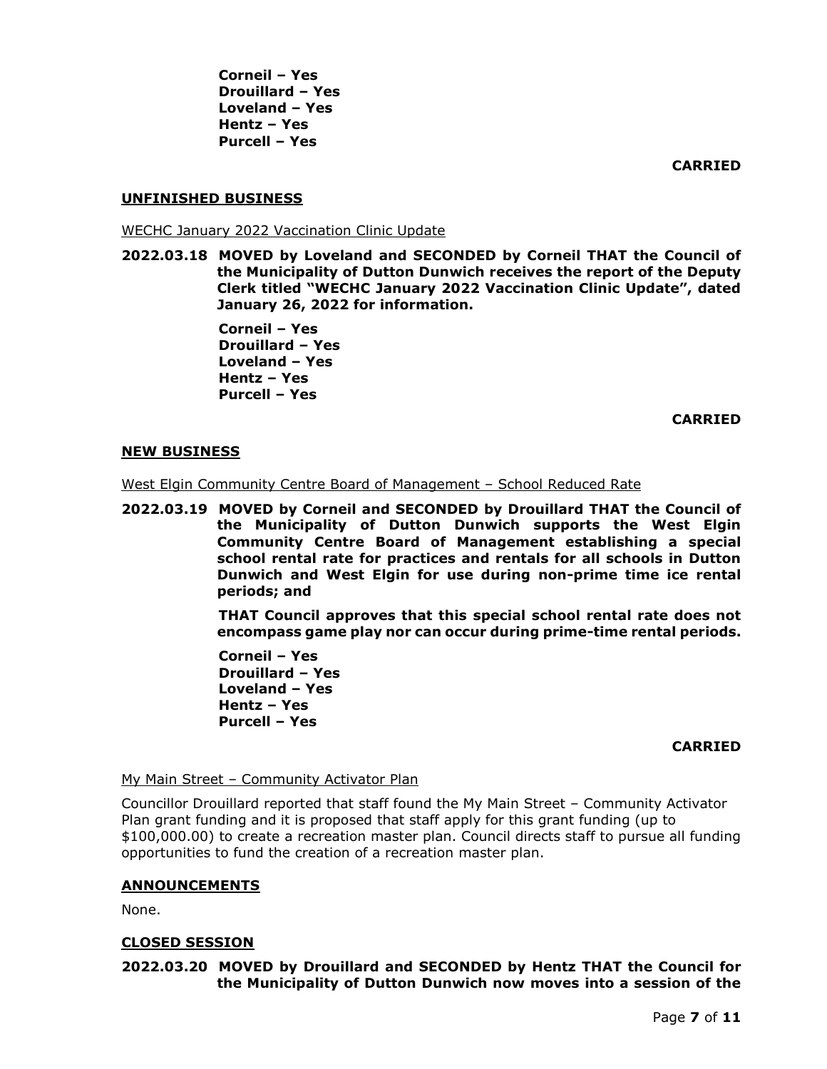**Corneil – Yes**
**Drouillard – Yes**
**Loveland – Yes**
**Hentz – Yes**
**Purcell – Yes**

**CARRIED**

## UNFINISHED BUSINESS

WECHC January 2022 Vaccination Clinic Update

**2022.03.18 MOVED by Loveland and SECONDED by Corneil THAT the Council of the Municipality of Dutton Dunwich receives the report of the Deputy Clerk titled "WECHC January 2022 Vaccination Clinic Update", dated January 26, 2022 for information.**

**Corneil – Yes**
**Drouillard – Yes**
**Loveland – Yes**
**Hentz – Yes**
**Purcell – Yes**

**CARRIED**

## NEW BUSINESS

West Elgin Community Centre Board of Management – School Reduced Rate

**2022.03.19 MOVED by Corneil and SECONDED by Drouillard THAT the Council of the Municipality of Dutton Dunwich supports the West Elgin Community Centre Board of Management establishing a special school rental rate for practices and rentals for all schools in Dutton Dunwich and West Elgin for use during non-prime time ice rental periods; and**

**THAT Council approves that this special school rental rate does not encompass game play nor can occur during prime-time rental periods.**

**Corneil – Yes**
**Drouillard – Yes**
**Loveland – Yes**
**Hentz – Yes**
**Purcell – Yes**

**CARRIED**

My Main Street – Community Activator Plan

Councillor Drouillard reported that staff found the My Main Street – Community Activator Plan grant funding and it is proposed that staff apply for this grant funding (up to $100,000.00) to create a recreation master plan. Council directs staff to pursue all funding opportunities to fund the creation of a recreation master plan.

## ANNOUNCEMENTS

None.

## CLOSED SESSION

**2022.03.20 MOVED by Drouillard and SECONDED by Hentz THAT the Council for the Municipality of Dutton Dunwich now moves into a session of the**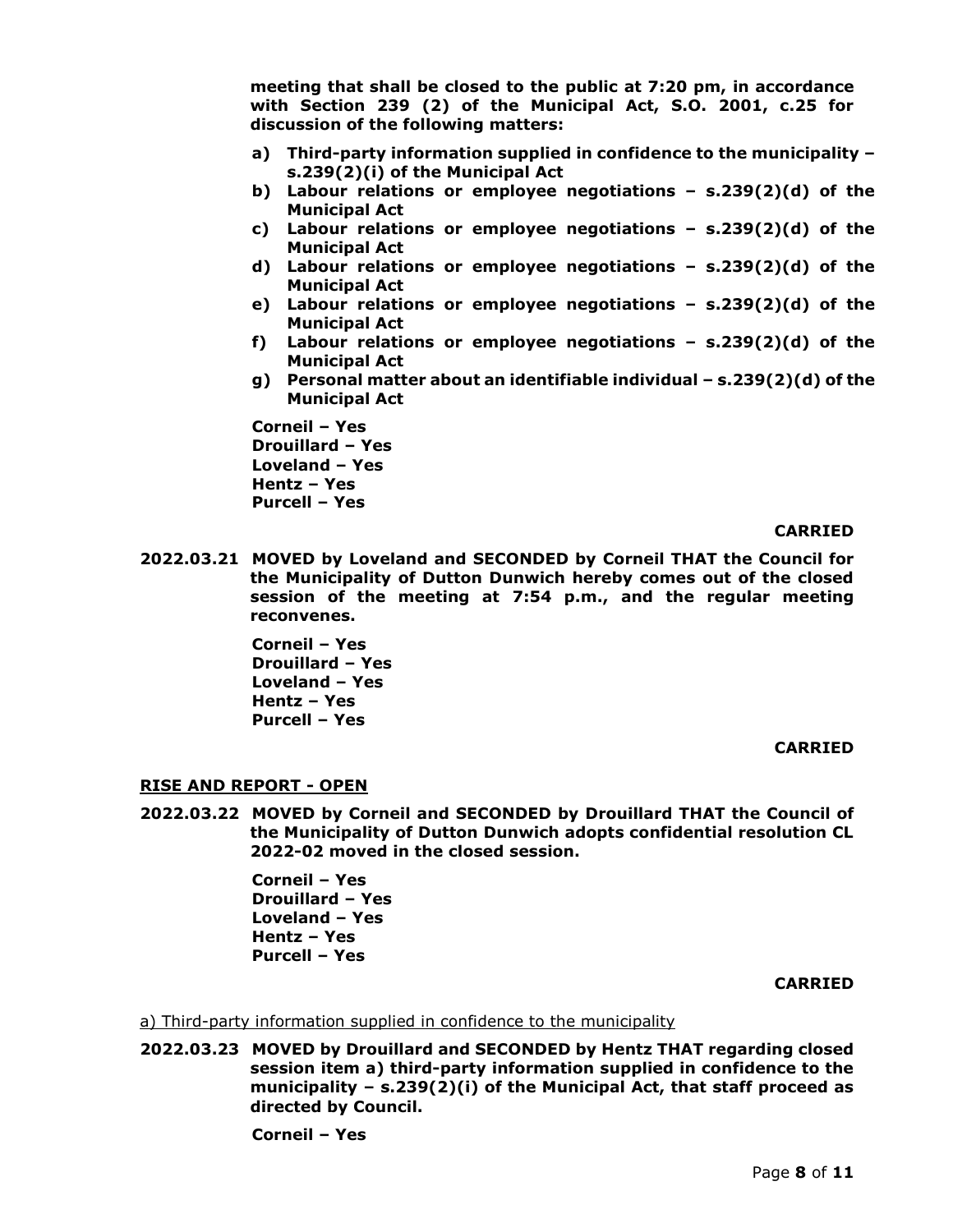**meeting that shall be closed to the public at 7:20 pm, in accordance with Section 239 (2) of the Municipal Act, S.O. 2001, c.25 for discussion of the following matters:**

- **a) Third-party information supplied in confidence to the municipality – s.239(2)(i) of the Municipal Act**
- **b) Labour relations or employee negotiations – s.239(2)(d) of the Municipal Act**
- **c) Labour relations or employee negotiations – s.239(2)(d) of the Municipal Act**
- **d) Labour relations or employee negotiations – s.239(2)(d) of the Municipal Act**
- **e) Labour relations or employee negotiations – s.239(2)(d) of the Municipal Act**
- **f) Labour relations or employee negotiations – s.239(2)(d) of the Municipal Act**
- **g) Personal matter about an identifiable individual – s.239(2)(d) of the Municipal Act**

**Corneil – Yes**
**Drouillard – Yes**
**Loveland – Yes**
**Hentz – Yes**
**Purcell – Yes**

**CARRIED**

**2022.03.21 MOVED by Loveland and SECONDED by Corneil THAT the Council for the Municipality of Dutton Dunwich hereby comes out of the closed session of the meeting at 7:54 p.m., and the regular meeting reconvenes.**

**Corneil – Yes**
**Drouillard – Yes**
**Loveland – Yes**
**Hentz – Yes**
**Purcell – Yes**

**CARRIED**

## RISE AND REPORT - OPEN

**2022.03.22 MOVED by Corneil and SECONDED by Drouillard THAT the Council of the Municipality of Dutton Dunwich adopts confidential resolution CL 2022-02 moved in the closed session.**

**Corneil – Yes**
**Drouillard – Yes**
**Loveland – Yes**
**Hentz – Yes**
**Purcell – Yes**

**CARRIED**

a) Third-party information supplied in confidence to the municipality

**2022.03.23 MOVED by Drouillard and SECONDED by Hentz THAT regarding closed session item a) third-party information supplied in confidence to the municipality – s.239(2)(i) of the Municipal Act, that staff proceed as directed by Council.**

**Corneil – Yes**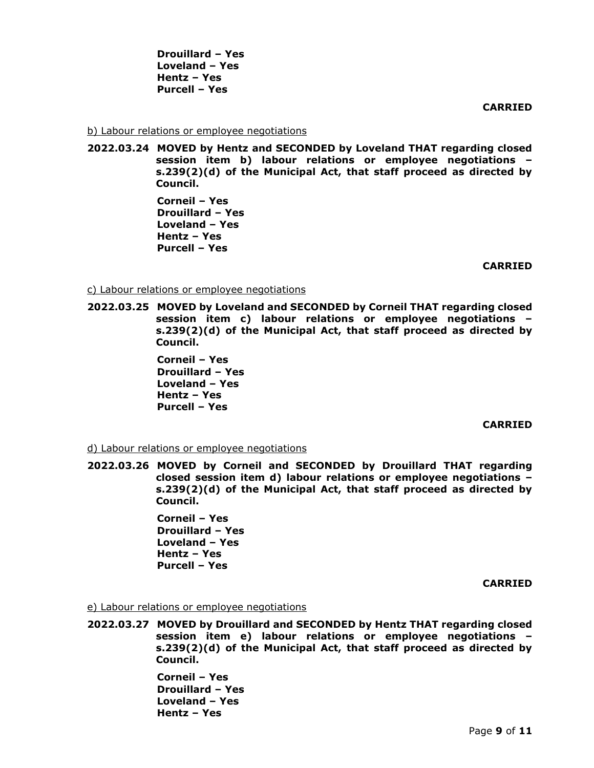**Drouillard – Yes**
**Loveland – Yes**
**Hentz – Yes**
**Purcell – Yes**

**CARRIED**

b) Labour relations or employee negotiations

**2022.03.24 MOVED by Hentz and SECONDED by Loveland THAT regarding closed session item b) labour relations or employee negotiations – s.239(2)(d) of the Municipal Act, that staff proceed as directed by Council.**

**Corneil – Yes**
**Drouillard – Yes**
**Loveland – Yes**
**Hentz – Yes**
**Purcell – Yes**

**CARRIED**

c) Labour relations or employee negotiations

**2022.03.25 MOVED by Loveland and SECONDED by Corneil THAT regarding closed session item c) labour relations or employee negotiations – s.239(2)(d) of the Municipal Act, that staff proceed as directed by Council.**

**Corneil – Yes**
**Drouillard – Yes**
**Loveland – Yes**
**Hentz – Yes**
**Purcell – Yes**

**CARRIED**

d) Labour relations or employee negotiations

**2022.03.26 MOVED by Corneil and SECONDED by Drouillard THAT regarding closed session item d) labour relations or employee negotiations – s.239(2)(d) of the Municipal Act, that staff proceed as directed by Council.**

**Corneil – Yes**
**Drouillard – Yes**
**Loveland – Yes**
**Hentz – Yes**
**Purcell – Yes**

**CARRIED**

e) Labour relations or employee negotiations

**2022.03.27 MOVED by Drouillard and SECONDED by Hentz THAT regarding closed session item e) labour relations or employee negotiations – s.239(2)(d) of the Municipal Act, that staff proceed as directed by Council.**

**Corneil – Yes**
**Drouillard – Yes**
**Loveland – Yes**
**Hentz – Yes**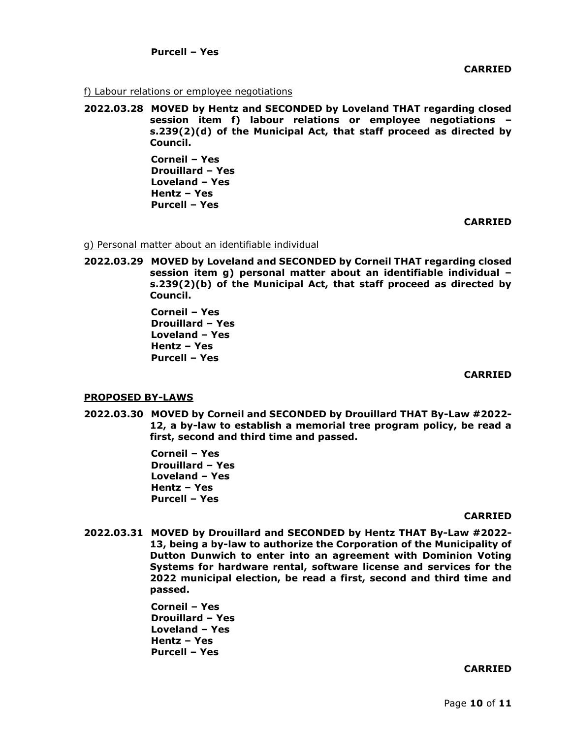**Purcell – Yes**

**CARRIED**

f) Labour relations or employee negotiations

**2022.03.28 MOVED by Hentz and SECONDED by Loveland THAT regarding closed session item f) labour relations or employee negotiations – s.239(2)(d) of the Municipal Act, that staff proceed as directed by Council.**

**Corneil – Yes**
**Drouillard – Yes**
**Loveland – Yes**
**Hentz – Yes**
**Purcell – Yes**

**CARRIED**

g) Personal matter about an identifiable individual

**2022.03.29 MOVED by Loveland and SECONDED by Corneil THAT regarding closed session item g) personal matter about an identifiable individual – s.239(2)(b) of the Municipal Act, that staff proceed as directed by Council.**

**Corneil – Yes**
**Drouillard – Yes**
**Loveland – Yes**
**Hentz – Yes**
**Purcell – Yes**

**CARRIED**

**PROPOSED BY-LAWS**

**2022.03.30 MOVED by Corneil and SECONDED by Drouillard THAT By-Law #2022-12, a by-law to establish a memorial tree program policy, be read a first, second and third time and passed.**

**Corneil – Yes**
**Drouillard – Yes**
**Loveland – Yes**
**Hentz – Yes**
**Purcell – Yes**

**CARRIED**

**2022.03.31 MOVED by Drouillard and SECONDED by Hentz THAT By-Law #2022-13, being a by-law to authorize the Corporation of the Municipality of Dutton Dunwich to enter into an agreement with Dominion Voting Systems for hardware rental, software license and services for the 2022 municipal election, be read a first, second and third time and passed.**

**Corneil – Yes**
**Drouillard – Yes**
**Loveland – Yes**
**Hentz – Yes**
**Purcell – Yes**

**CARRIED**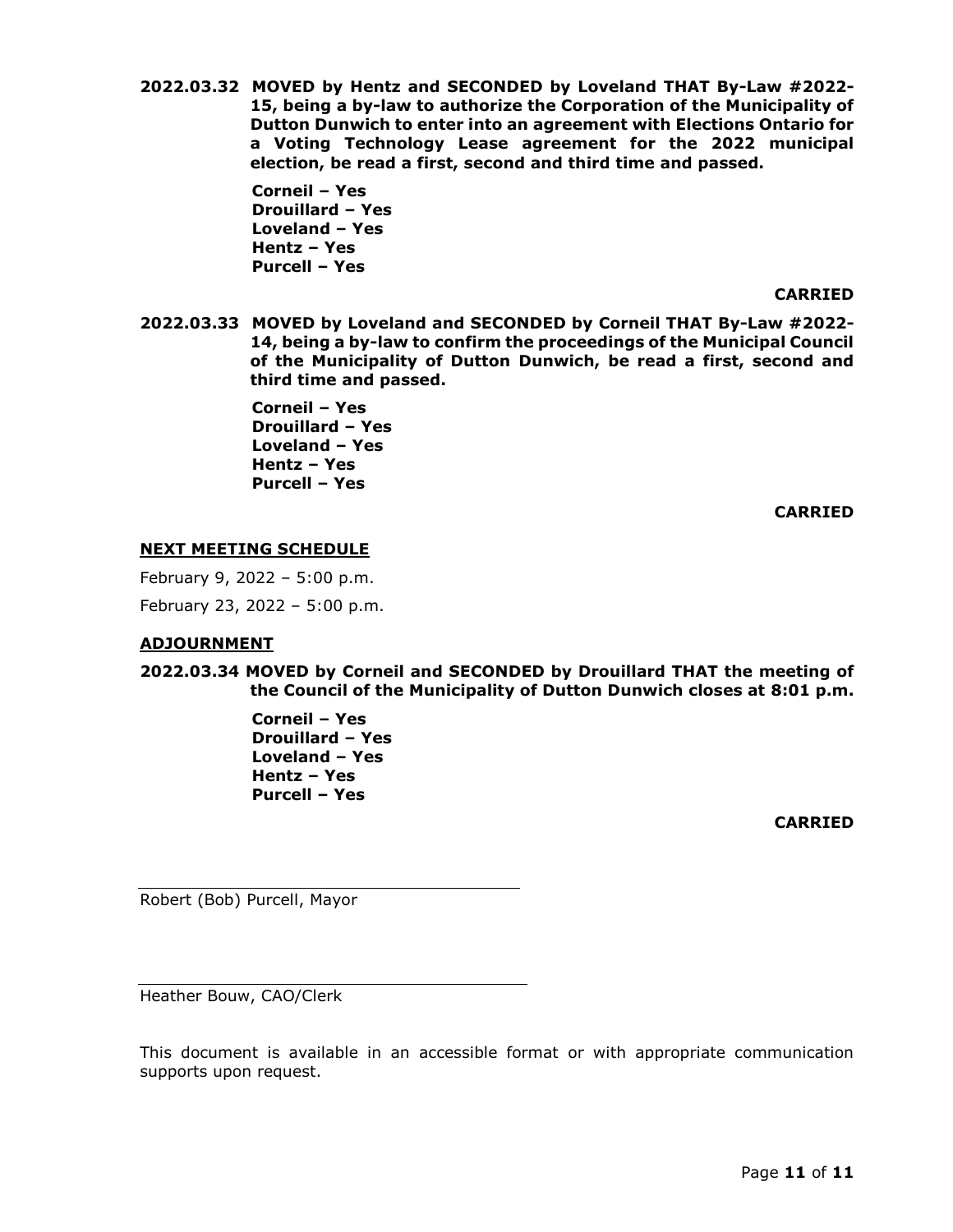**2022.03.32 MOVED by Hentz and SECONDED by Loveland THAT By-Law #2022-15, being a by-law to authorize the Corporation of the Municipality of Dutton Dunwich to enter into an agreement with Elections Ontario for a Voting Technology Lease agreement for the 2022 municipal election, be read a first, second and third time and passed.**

**Corneil – Yes**
**Drouillard – Yes**
**Loveland – Yes**
**Hentz – Yes**
**Purcell – Yes**

**CARRIED**

**2022.03.33 MOVED by Loveland and SECONDED by Corneil THAT By-Law #2022-14, being a by-law to confirm the proceedings of the Municipal Council of the Municipality of Dutton Dunwich, be read a first, second and third time and passed.**

**Corneil – Yes**
**Drouillard – Yes**
**Loveland – Yes**
**Hentz – Yes**
**Purcell – Yes**

**CARRIED**

## NEXT MEETING SCHEDULE

February 9, 2022 – 5:00 p.m.

February 23, 2022 – 5:00 p.m.

## ADJOURNMENT

**2022.03.34 MOVED by Corneil and SECONDED by Drouillard THAT the meeting of the Council of the Municipality of Dutton Dunwich closes at 8:01 p.m.**

**Corneil – Yes**
**Drouillard – Yes**
**Loveland – Yes**
**Hentz – Yes**
**Purcell – Yes**

**CARRIED**

Robert (Bob) Purcell, Mayor

Heather Bouw, CAO/Clerk

This document is available in an accessible format or with appropriate communication supports upon request.